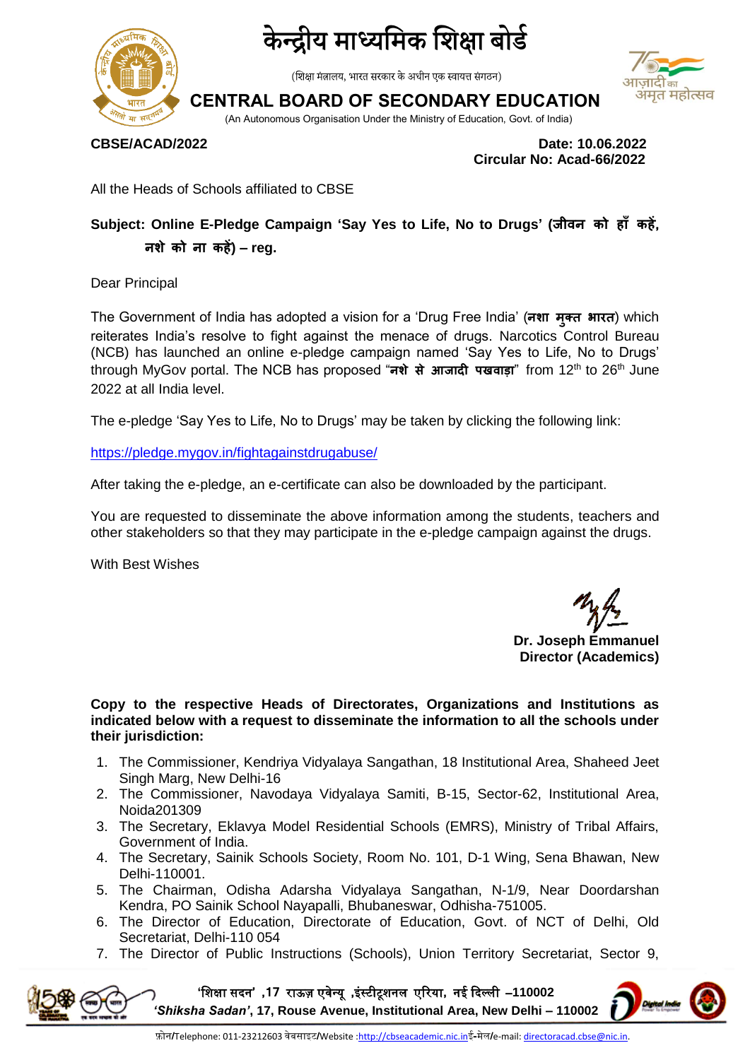# केन्द्रीय माध्यमिक शिक्षा बोर्ड

(शिक्षा मंत्रालय, भारत सरकार के अधीन एक स्वायत्त संगठन)

# CENTRAL BOARD OF SECONDARY EDUCATION

(An Autonomous Organisation Under the Ministry of Education, Govt. of India)

**CBSE/ACAD/2022**

**Date: 10.06.2022**
**Circular No: Acad-66/2022**

All the Heads of Schools affiliated to CBSE

**Subject: Online E-Pledge Campaign 'Say Yes to Life, No to Drugs' (जीवन को हाँ कहें, नशे को ना कहें) – reg.**

Dear Principal

The Government of India has adopted a vision for a 'Drug Free India' (**नशा मुक्त भारत**) which reiterates India's resolve to fight against the menace of drugs. Narcotics Control Bureau (NCB) has launched an online e-pledge campaign named 'Say Yes to Life, No to Drugs' through MyGov portal. The NCB has proposed "**नशे से आजादी पखवाड़ा**" from 12th to 26th June 2022 at all India level.

The e-pledge 'Say Yes to Life, No to Drugs' may be taken by clicking the following link:

https://pledge.mygov.in/fightagainstdrugabuse/

After taking the e-pledge, an e-certificate can also be downloaded by the participant.

You are requested to disseminate the above information among the students, teachers and other stakeholders so that they may participate in the e-pledge campaign against the drugs.

With Best Wishes

**Dr. Joseph Emmanuel**
**Director (Academics)**

**Copy to the respective Heads of Directorates, Organizations and Institutions as indicated below with a request to disseminate the information to all the schools under their jurisdiction:**

1. The Commissioner, Kendriya Vidyalaya Sangathan, 18 Institutional Area, Shaheed Jeet Singh Marg, New Delhi-16
2. The Commissioner, Navodaya Vidyalaya Samiti, B-15, Sector-62, Institutional Area, Noida201309
3. The Secretary, Eklavya Model Residential Schools (EMRS), Ministry of Tribal Affairs, Government of India.
4. The Secretary, Sainik Schools Society, Room No. 101, D-1 Wing, Sena Bhawan, New Delhi-110001.
5. The Chairman, Odisha Adarsha Vidyalaya Sangathan, N-1/9, Near Doordarshan Kendra, PO Sainik School Nayapalli, Bhubaneswar, Odhisha-751005.
6. The Director of Education, Directorate of Education, Govt. of NCT of Delhi, Old Secretariat, Delhi-110 054
7. The Director of Public Instructions (Schools), Union Territory Secretariat, Sector 9,

'शिक्षा सदन' ,17 राऊज़ एवेन्यू ,इंस्टीटूशनल एरिया, नई दिल्ली –110002
*'Shiksha Sadan'*, 17, Rouse Avenue, Institutional Area, New Delhi – 110002

फ़ोन/Telephone: 011-23212603 वेबसाइट/Website :http://cbseacademic.nic.in ई-मेल/e-mail: directoracad.cbse@nic.in.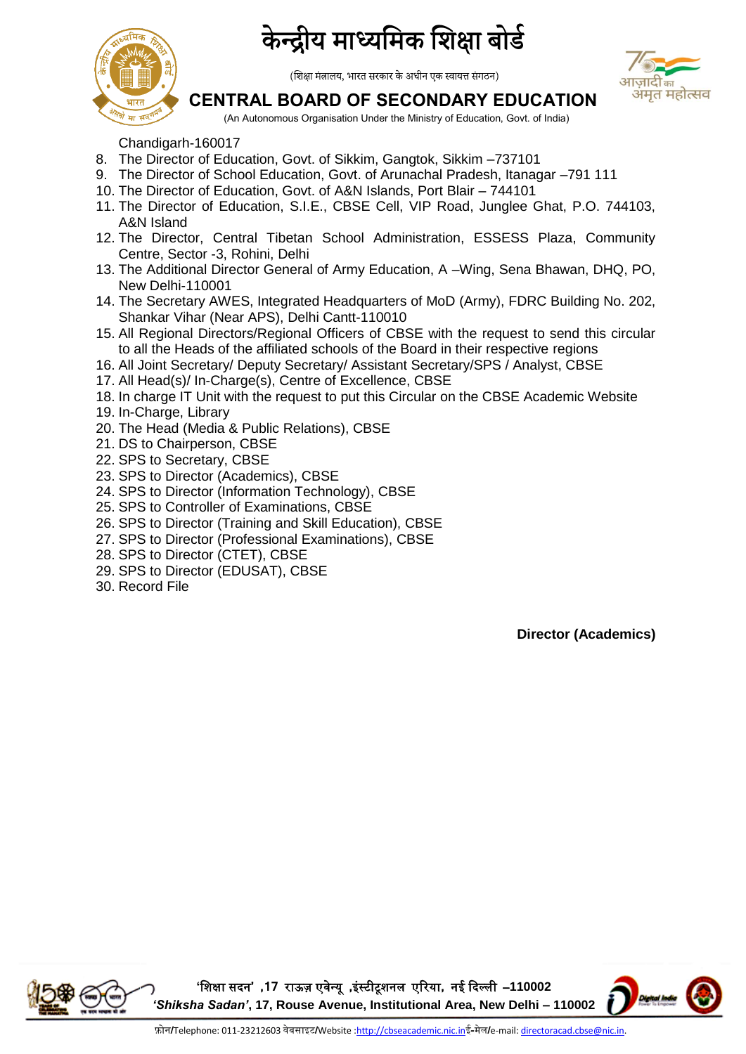Chandigarh-160017

8. The Director of Education, Govt. of Sikkim, Gangtok, Sikkim –737101
9. The Director of School Education, Govt. of Arunachal Pradesh, Itanagar –791 111
10. The Director of Education, Govt. of A&N Islands, Port Blair – 744101
11. The Director of Education, S.I.E., CBSE Cell, VIP Road, Junglee Ghat, P.O. 744103, A&N Island
12. The Director, Central Tibetan School Administration, ESSESS Plaza, Community Centre, Sector -3, Rohini, Delhi
13. The Additional Director General of Army Education, A –Wing, Sena Bhawan, DHQ, PO, New Delhi-110001
14. The Secretary AWES, Integrated Headquarters of MoD (Army), FDRC Building No. 202, Shankar Vihar (Near APS), Delhi Cantt-110010
15. All Regional Directors/Regional Officers of CBSE with the request to send this circular to all the Heads of the affiliated schools of the Board in their respective regions
16. All Joint Secretary/ Deputy Secretary/ Assistant Secretary/SPS / Analyst, CBSE
17. All Head(s)/ In-Charge(s), Centre of Excellence, CBSE
18. In charge IT Unit with the request to put this Circular on the CBSE Academic Website
19. In-Charge, Library
20. The Head (Media & Public Relations), CBSE
21. DS to Chairperson, CBSE
22. SPS to Secretary, CBSE
23. SPS to Director (Academics), CBSE
24. SPS to Director (Information Technology), CBSE
25. SPS to Controller of Examinations, CBSE
26. SPS to Director (Training and Skill Education), CBSE
27. SPS to Director (Professional Examinations), CBSE
28. SPS to Director (CTET), CBSE
29. SPS to Director (EDUSAT), CBSE
30. Record File

**Director (Academics)**